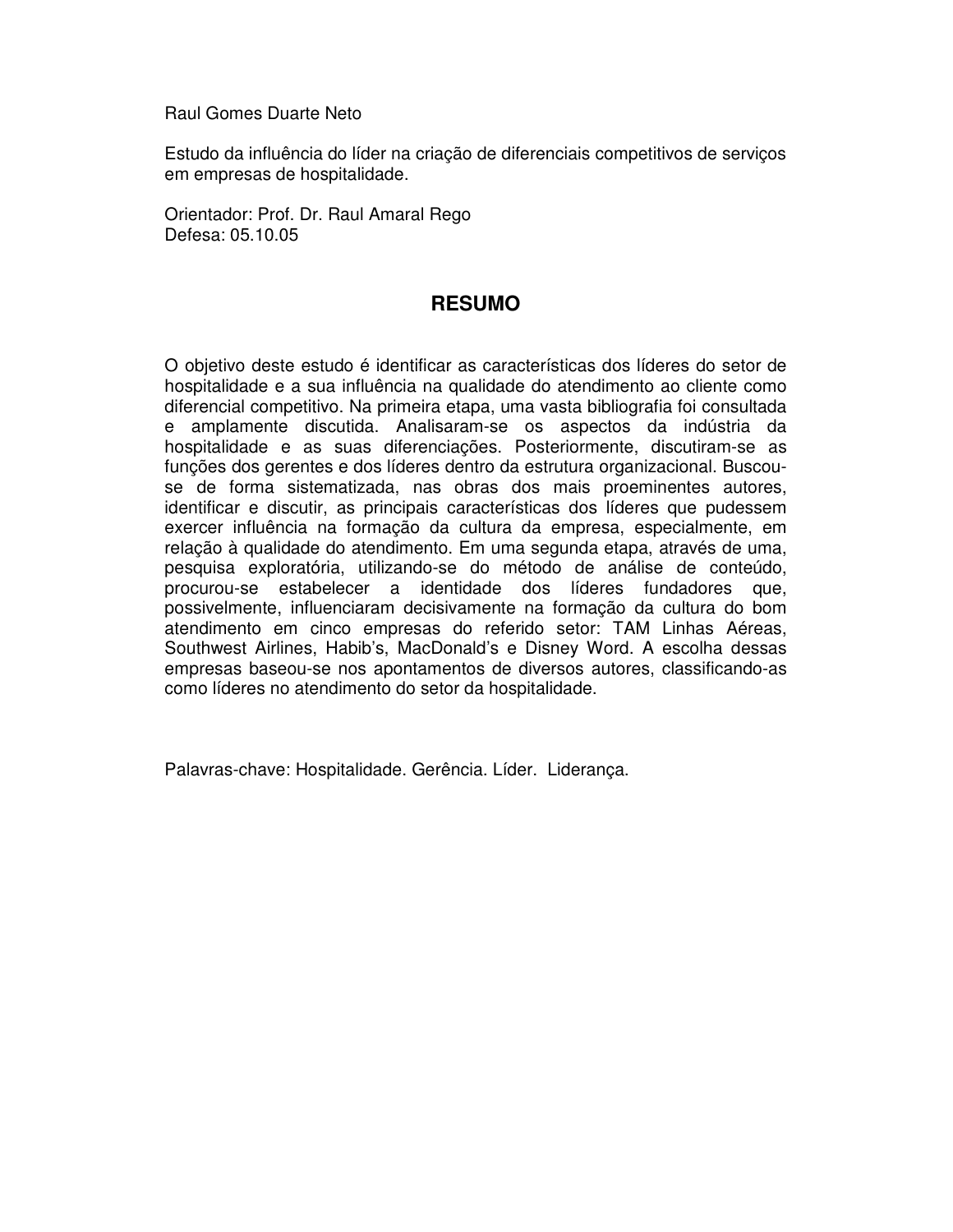Raul Gomes Duarte Neto

Estudo da influência do líder na criação de diferenciais competitivos de serviços em empresas de hospitalidade.

Orientador: Prof. Dr. Raul Amaral Rego
Defesa: 05.10.05

# RESUMO

O objetivo deste estudo é identificar as características dos líderes do setor de hospitalidade e a sua influência na qualidade do atendimento ao cliente como diferencial competitivo. Na primeira etapa, uma vasta bibliografia foi consultada e amplamente discutida. Analisaram-se os aspectos da indústria da hospitalidade e as suas diferenciações. Posteriormente, discutiram-se as funções dos gerentes e dos líderes dentro da estrutura organizacional. Buscou-se de forma sistematizada, nas obras dos mais proeminentes autores, identificar e discutir, as principais características dos líderes que pudessem exercer influência na formação da cultura da empresa, especialmente, em relação à qualidade do atendimento. Em uma segunda etapa, através de uma, pesquisa exploratória, utilizando-se do método de análise de conteúdo, procurou-se estabelecer a identidade dos líderes fundadores que, possivelmente, influenciaram decisivamente na formação da cultura do bom atendimento em cinco empresas do referido setor: TAM Linhas Aéreas, Southwest Airlines, Habib's, MacDonald's e Disney Word. A escolha dessas empresas baseou-se nos apontamentos de diversos autores, classificando-as como líderes no atendimento do setor da hospitalidade.

Palavras-chave: Hospitalidade. Gerência. Líder. Liderança.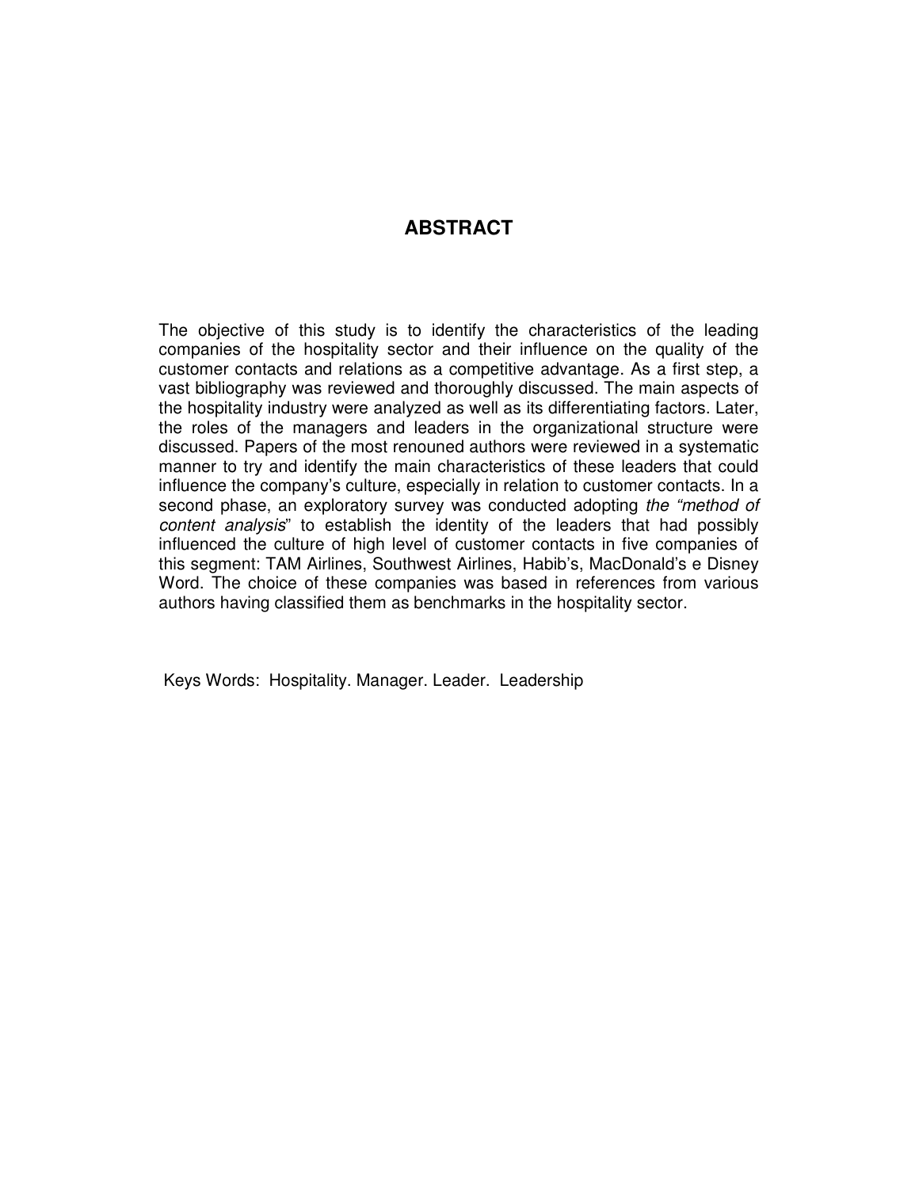# ABSTRACT

The objective of this study is to identify the characteristics of the leading companies of the hospitality sector and their influence on the quality of the customer contacts and relations as a competitive advantage. As a first step, a vast bibliography was reviewed and thoroughly discussed. The main aspects of the hospitality industry were analyzed as well as its differentiating factors. Later, the roles of the managers and leaders in the organizational structure were discussed. Papers of the most renouned authors were reviewed in a systematic manner to try and identify the main characteristics of these leaders that could influence the company's culture, especially in relation to customer contacts. In a second phase, an exploratory survey was conducted adopting *the "method of content analysis*" to establish the identity of the leaders that had possibly influenced the culture of high level of customer contacts in five companies of this segment: TAM Airlines, Southwest Airlines, Habib's, MacDonald's e Disney Word. The choice of these companies was based in references from various authors having classified them as benchmarks in the hospitality sector.

Keys Words: Hospitality. Manager. Leader. Leadership